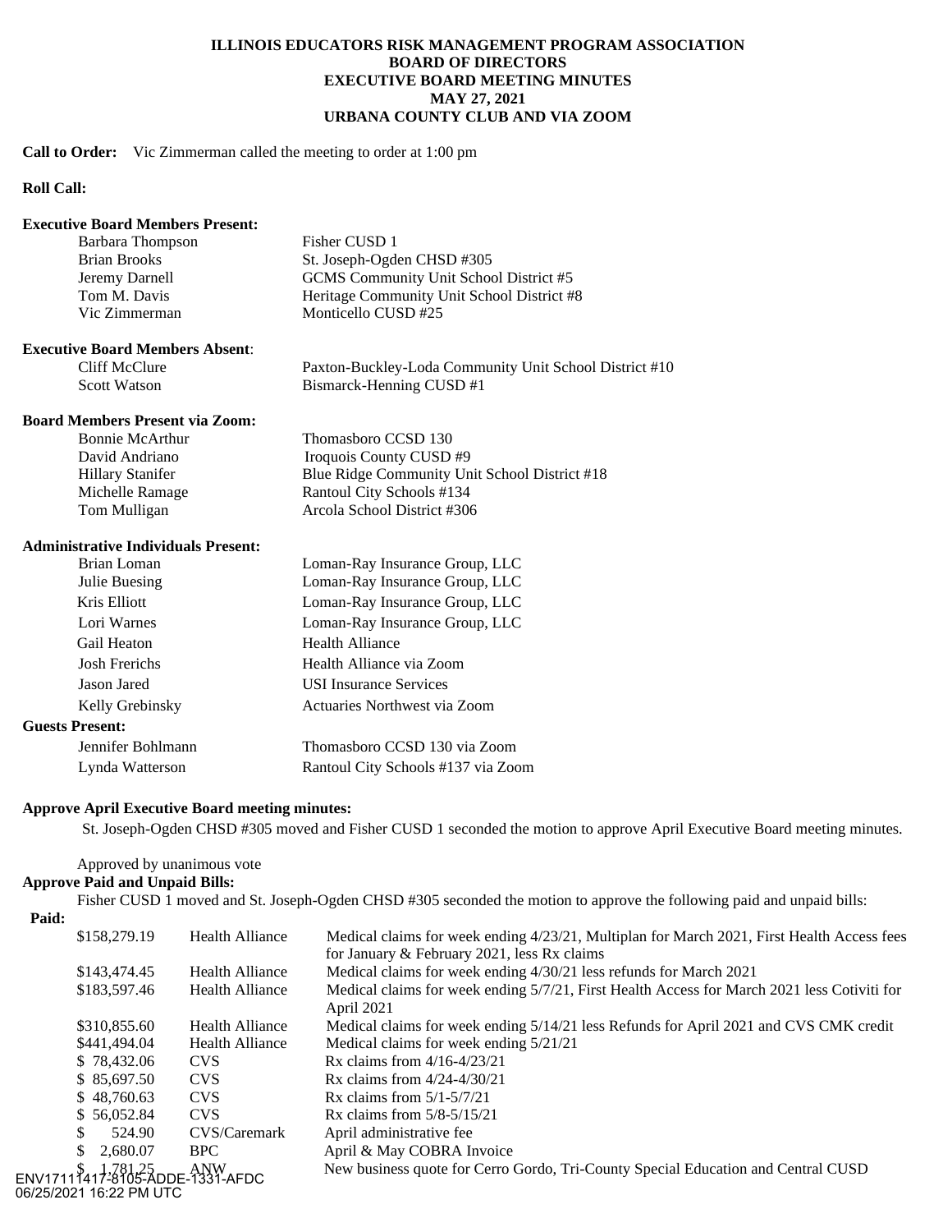**ILLINOIS EDUCATORS RISK MANAGEMENT PROGRAM ASSOCIATION**
**BOARD OF DIRECTORS**
**EXECUTIVE BOARD MEETING MINUTES**
**MAY 27, 2021**
**URBANA COUNTY CLUB AND VIA ZOOM**

**Call to Order:** Vic Zimmerman called the meeting to order at 1:00 pm

**Roll Call:**

**Executive Board Members Present:**

| | |
|---|---|
| Barbara Thompson | Fisher CUSD 1 |
| Brian Brooks | St. Joseph-Ogden CHSD #305 |
| Jeremy Darnell | GCMS Community Unit School District #5 |
| Tom M. Davis | Heritage Community Unit School District #8 |
| Vic Zimmerman | Monticello CUSD #25 |

**Executive Board Members Absent**:

| | |
|---|---|
| Cliff McClure | Paxton-Buckley-Loda Community Unit School District #10 |
| Scott Watson | Bismarck-Henning CUSD #1 |

**Board Members Present via Zoom:**

| | |
|---|---|
| Bonnie McArthur | Thomasboro CCSD 130 |
| David Andriano | Iroquois County CUSD #9 |
| Hillary Stanifer | Blue Ridge Community Unit School District #18 |
| Michelle Ramage | Rantoul City Schools #134 |
| Tom Mulligan | Arcola School District #306 |

**Administrative Individuals Present:**

| | |
|---|---|
| Brian Loman | Loman-Ray Insurance Group, LLC |
| Julie Buesing | Loman-Ray Insurance Group, LLC |
| Kris Elliott | Loman-Ray Insurance Group, LLC |
| Lori Warnes | Loman-Ray Insurance Group, LLC |
| Gail Heaton | Health Alliance |
| Josh Frerichs | Health Alliance via Zoom |
| Jason Jared | USI Insurance Services |
| Kelly Grebinsky | Actuaries Northwest via Zoom |

**Guests Present:**

| | |
|---|---|
| Jennifer Bohlmann | Thomasboro CCSD 130 via Zoom |
| Lynda Watterson | Rantoul City Schools #137 via Zoom |

**Approve April Executive Board meeting minutes:**

St. Joseph-Ogden CHSD #305 moved and Fisher CUSD 1 seconded the motion to approve April Executive Board meeting minutes.

Approved by unanimous vote

**Approve Paid and Unpaid Bills:**

Fisher CUSD 1 moved and St. Joseph-Ogden CHSD #305 seconded the motion to approve the following paid and unpaid bills:

**Paid:**

| | | |
|---|---|---|
| $158,279.19 | Health Alliance | Medical claims for week ending 4/23/21, Multiplan for March 2021, First Health Access fees for January & February 2021, less Rx claims |
| $143,474.45 | Health Alliance | Medical claims for week ending 4/30/21 less refunds for March 2021 |
| $183,597.46 | Health Alliance | Medical claims for week ending 5/7/21, First Health Access for March 2021 less Cotiviti for April 2021 |
| $310,855.60 | Health Alliance | Medical claims for week ending 5/14/21 less Refunds for April 2021 and CVS CMK credit |
| $441,494.04 | Health Alliance | Medical claims for week ending 5/21/21 |
| $ 78,432.06 | CVS | Rx claims from 4/16-4/23/21 |
| $ 85,697.50 | CVS | Rx claims from 4/24-4/30/21 |
| $ 48,760.63 | CVS | Rx claims from 5/1-5/7/21 |
| $ 56,052.84 | CVS | Rx claims from 5/8-5/15/21 |
| $ 524.90 | CVS/Caremark | April administrative fee |
| $ 2,680.07 | BPC | April & May COBRA Invoice |
| $ 1,781.25 | ANW | New business quote for Cerro Gordo, Tri-County Special Education and Central CUSD |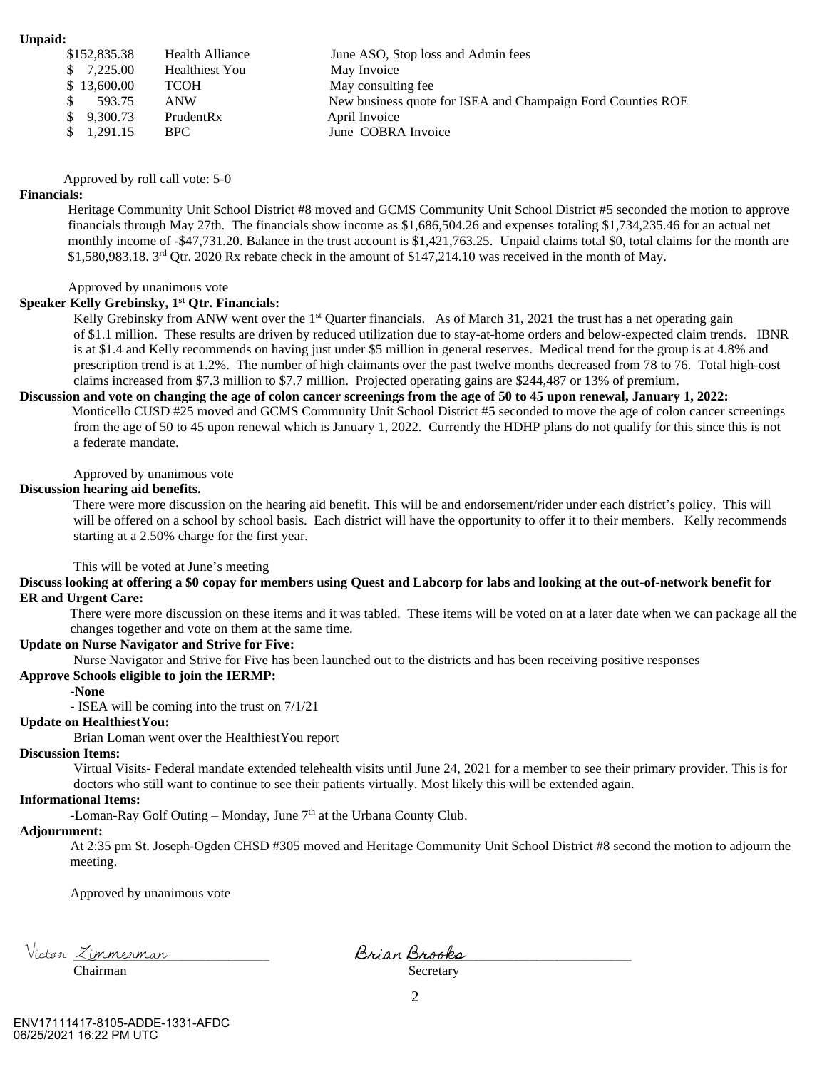**Unpaid:**

| | | |
|---|---|---|
| $152,835.38 | Health Alliance | June ASO, Stop loss and Admin fees |
| $ 7,225.00 | Healthiest You | May Invoice |
| $ 13,600.00 | TCOH | May consulting fee |
| $ 593.75 | ANW | New business quote for ISEA and Champaign Ford Counties ROE |
| $ 9,300.73 | PrudentRx | April Invoice |
| $ 1,291.15 | BPC | June COBRA Invoice |

Approved by roll call vote: 5-0

**Financials:**

Heritage Community Unit School District #8 moved and GCMS Community Unit School District #5 seconded the motion to approve financials through May 27th. The financials show income as $1,686,504.26 and expenses totaling $1,734,235.46 for an actual net monthly income of -$47,731.20. Balance in the trust account is $1,421,763.25. Unpaid claims total $0, total claims for the month are $1,580,983.18. 3rd Qtr. 2020 Rx rebate check in the amount of $147,214.10 was received in the month of May.

Approved by unanimous vote

**Speaker Kelly Grebinsky, 1st Qtr. Financials:**

Kelly Grebinsky from ANW went over the 1st Quarter financials. As of March 31, 2021 the trust has a net operating gain of $1.1 million. These results are driven by reduced utilization due to stay-at-home orders and below-expected claim trends. IBNR is at $1.4 and Kelly recommends on having just under $5 million in general reserves. Medical trend for the group is at 4.8% and prescription trend is at 1.2%. The number of high claimants over the past twelve months decreased from 78 to 76. Total high-cost claims increased from $7.3 million to $7.7 million. Projected operating gains are $244,487 or 13% of premium.

**Discussion and vote on changing the age of colon cancer screenings from the age of 50 to 45 upon renewal, January 1, 2022:**

Monticello CUSD #25 moved and GCMS Community Unit School District #5 seconded to move the age of colon cancer screenings from the age of 50 to 45 upon renewal which is January 1, 2022. Currently the HDHP plans do not qualify for this since this is not a federate mandate.

Approved by unanimous vote

**Discussion hearing aid benefits.**

There were more discussion on the hearing aid benefit. This will be and endorsement/rider under each district's policy. This will will be offered on a school by school basis. Each district will have the opportunity to offer it to their members. Kelly recommends starting at a 2.50% charge for the first year.

This will be voted at June's meeting

**Discuss looking at offering a $0 copay for members using Quest and Labcorp for labs and looking at the out-of-network benefit for ER and Urgent Care:**

There were more discussion on these items and it was tabled. These items will be voted on at a later date when we can package all the changes together and vote on them at the same time.

**Update on Nurse Navigator and Strive for Five:**

Nurse Navigator and Strive for Five has been launched out to the districts and has been receiving positive responses

**Approve Schools eligible to join the IERMP:**

**-None**

- ISEA will be coming into the trust on 7/1/21

**Update on HealthiestYou:**

Brian Loman went over the HealthiestYou report

**Discussion Items:**

Virtual Visits- Federal mandate extended telehealth visits until June 24, 2021 for a member to see their primary provider. This is for doctors who still want to continue to see their patients virtually. Most likely this will be extended again.

**Informational Items:**

-Loman-Ray Golf Outing – Monday, June 7th at the Urbana County Club.

**Adjournment:**

At 2:35 pm St. Joseph-Ogden CHSD #305 moved and Heritage Community Unit School District #8 second the motion to adjourn the meeting.

Approved by unanimous vote

Victor Zimmerman
Chairman

Brian Brooks
Secretary

ENV17111417-8105-ADDE-1331-AFDC
06/25/2021 16:22 PM UTC